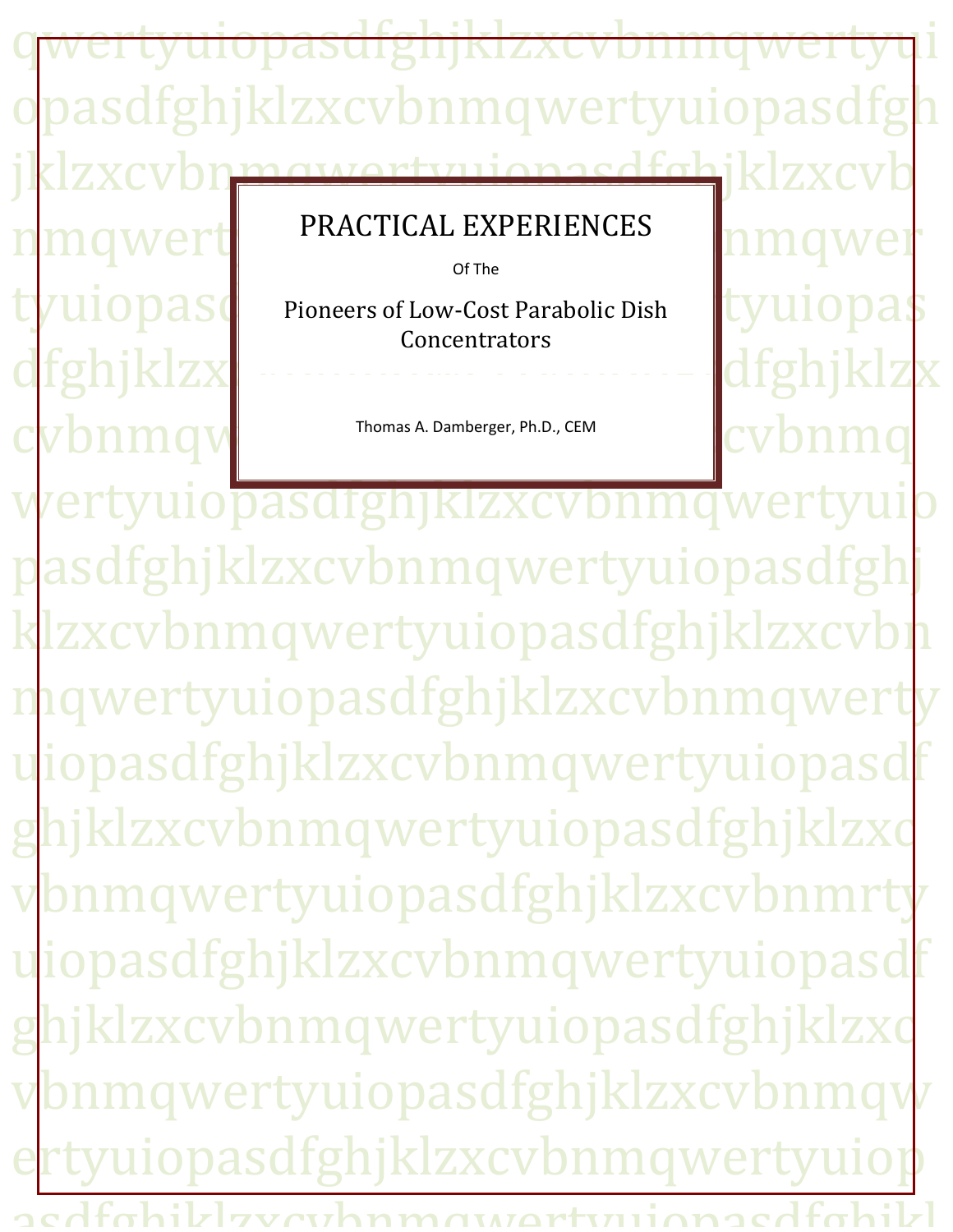# PRACTICAL EXPERIENCES

Of The

## Pioneers of Low-Cost Parabolic Dish Concentrators

Thomas A. Damberger, Ph.D., CEM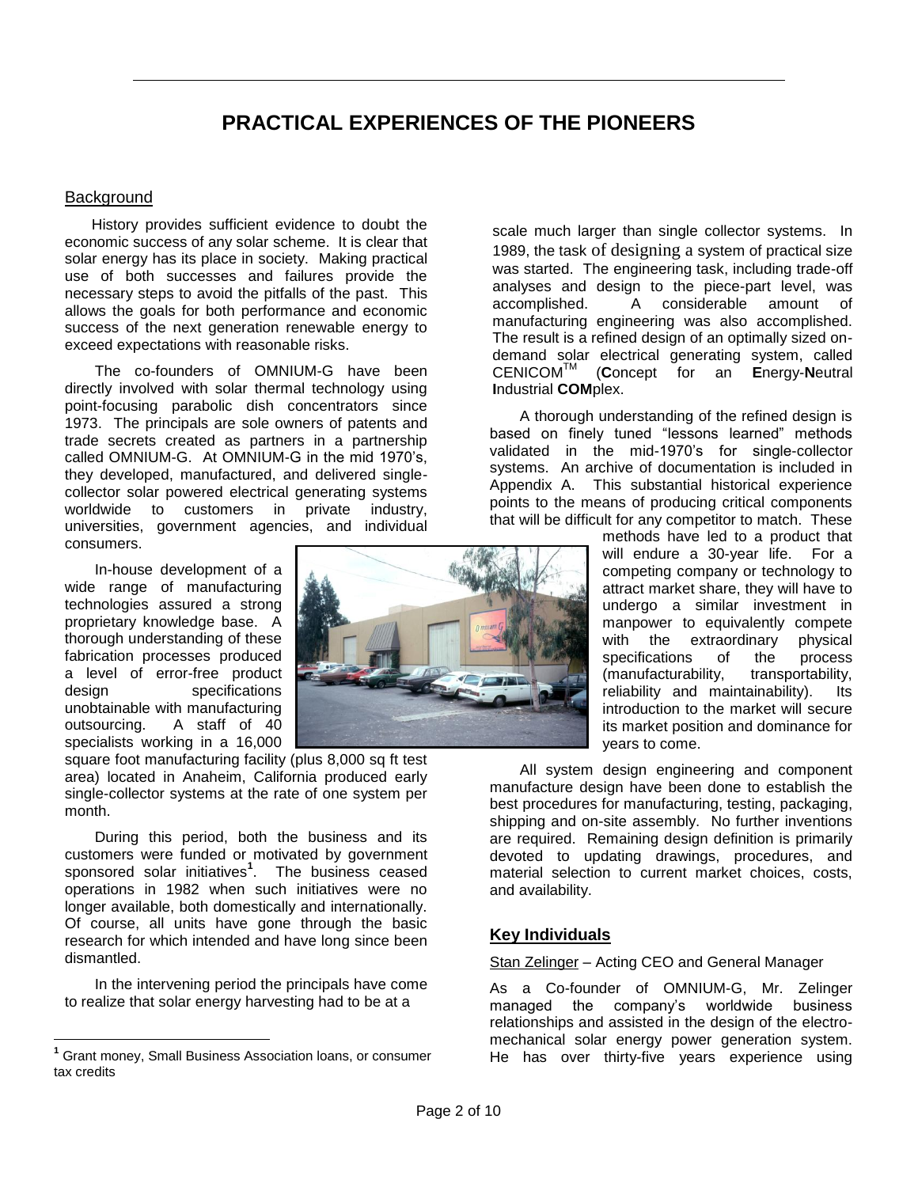# PRACTICAL EXPERIENCES OF THE PIONEERS

## Background

History provides sufficient evidence to doubt the economic success of any solar scheme. It is clear that solar energy has its place in society. Making practical use of both successes and failures provide the necessary steps to avoid the pitfalls of the past. This allows the goals for both performance and economic success of the next generation renewable energy to exceed expectations with reasonable risks.

The co-founders of OMNIUM-G have been directly involved with solar thermal technology using point-focusing parabolic dish concentrators since 1973. The principals are sole owners of patents and trade secrets created as partners in a partnership called OMNIUM-G. At OMNIUM-G in the mid 1970's, they developed, manufactured, and delivered single-collector solar powered electrical generating systems worldwide to customers in private industry, universities, government agencies, and individual consumers.

In-house development of a wide range of manufacturing technologies assured a strong proprietary knowledge base. A thorough understanding of these fabrication processes produced a level of error-free product design specifications unobtainable with manufacturing outsourcing. A staff of 40 specialists working in a 16,000 square foot manufacturing facility (plus 8,000 sq ft test area) located in Anaheim, California produced early single-collector systems at the rate of one system per month.

During this period, both the business and its customers were funded or motivated by government sponsored solar initiatives[1]. The business ceased operations in 1982 when such initiatives were no longer available, both domestically and internationally. Of course, all units have gone through the basic research for which intended and have long since been dismantled.

In the intervening period the principals have come to realize that solar energy harvesting had to be at a scale much larger than single collector systems. In 1989, the task of designing a system of practical size was started. The engineering task, including trade-off analyses and design to the piece-part level, was accomplished. A considerable amount of manufacturing engineering was also accomplished. The result is a refined design of an optimally sized on-demand solar electrical generating system, called CENICOM™ (**C**oncept for an **E**nergy-**N**eutral **I**ndustrial **COM**plex.

A thorough understanding of the refined design is based on finely tuned "lessons learned" methods validated in the mid-1970's for single-collector systems. An archive of documentation is included in Appendix A. This substantial historical experience points to the means of producing critical components that will be difficult for any competitor to match. These methods have led to a product that will endure a 30-year life. For a competing company or technology to attract market share, they will have to undergo a similar investment in manpower to equivalently compete with the extraordinary physical specifications of the process (manufacturability, transportability, reliability and maintainability). Its introduction to the market will secure its market position and dominance for years to come.

All system design engineering and component manufacture design have been done to establish the best procedures for manufacturing, testing, packaging, shipping and on-site assembly. No further inventions are required. Remaining design definition is primarily devoted to updating drawings, procedures, and material selection to current market choices, costs, and availability.

## Key Individuals

Stan Zelinger – Acting CEO and General Manager

As a Co-founder of OMNIUM-G, Mr. Zelinger managed the company's worldwide business relationships and assisted in the design of the electro-mechanical solar energy power generation system. He has over thirty-five years experience using

---

[1] Grant money, Small Business Association loans, or consumer tax credits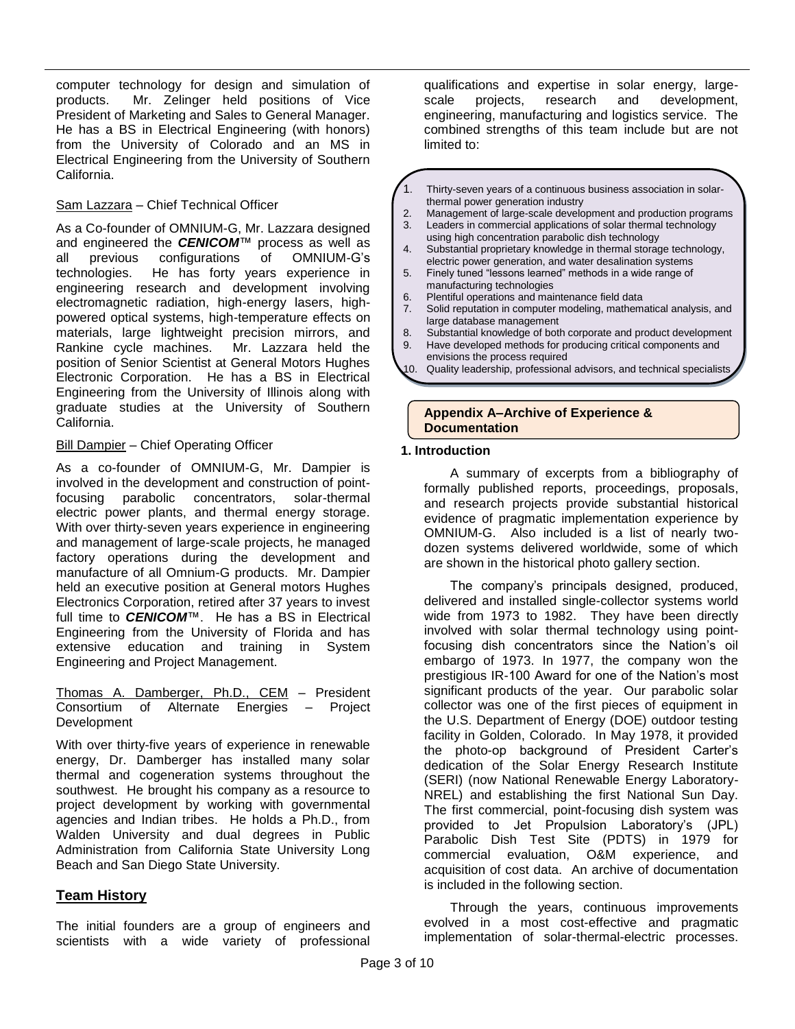computer technology for design and simulation of products. Mr. Zelinger held positions of Vice President of Marketing and Sales to General Manager. He has a BS in Electrical Engineering (with honors) from the University of Colorado and an MS in Electrical Engineering from the University of Southern California.

Sam Lazzara – Chief Technical Officer

As a Co-founder of OMNIUM-G, Mr. Lazzara designed and engineered the ***CENICOM***™ process as well as all previous configurations of OMNIUM-G's technologies. He has forty years experience in engineering research and development involving electromagnetic radiation, high-energy lasers, high-powered optical systems, high-temperature effects on materials, large lightweight precision mirrors, and Rankine cycle machines. Mr. Lazzara held the position of Senior Scientist at General Motors Hughes Electronic Corporation. He has a BS in Electrical Engineering from the University of Illinois along with graduate studies at the University of Southern California.

Bill Dampier – Chief Operating Officer

As a co-founder of OMNIUM-G, Mr. Dampier is involved in the development and construction of point-focusing parabolic concentrators, solar-thermal electric power plants, and thermal energy storage. With over thirty-seven years experience in engineering and management of large-scale projects, he managed factory operations during the development and manufacture of all Omnium-G products. Mr. Dampier held an executive position at General motors Hughes Electronics Corporation, retired after 37 years to invest full time to ***CENICOM***™. He has a BS in Electrical Engineering from the University of Florida and has extensive education and training in System Engineering and Project Management.

Thomas A. Damberger, Ph.D., CEM – President Consortium of Alternate Energies – Project Development

With over thirty-five years of experience in renewable energy, Dr. Damberger has installed many solar thermal and cogeneration systems throughout the southwest. He brought his company as a resource to project development by working with governmental agencies and Indian tribes. He holds a Ph.D., from Walden University and dual degrees in Public Administration from California State University Long Beach and San Diego State University.

## Team History

The initial founders are a group of engineers and scientists with a wide variety of professional qualifications and expertise in solar energy, large-scale projects, research and development, engineering, manufacturing and logistics service. The combined strengths of this team include but are not limited to:

1. Thirty-seven years of a continuous business association in solar-thermal power generation industry
2. Management of large-scale development and production programs
3. Leaders in commercial applications of solar thermal technology using high concentration parabolic dish technology
4. Substantial proprietary knowledge in thermal storage technology, electric power generation, and water desalination systems
5. Finely tuned "lessons learned" methods in a wide range of manufacturing technologies
6. Plentiful operations and maintenance field data
7. Solid reputation in computer modeling, mathematical analysis, and large database management
8. Substantial knowledge of both corporate and product development
9. Have developed methods for producing critical components and envisions the process required
10. Quality leadership, professional advisors, and technical specialists

## Appendix A–Archive of Experience & Documentation

### 1. Introduction

A summary of excerpts from a bibliography of formally published reports, proceedings, proposals, and research projects provide substantial historical evidence of pragmatic implementation experience by OMNIUM-G. Also included is a list of nearly two-dozen systems delivered worldwide, some of which are shown in the historical photo gallery section.

The company's principals designed, produced, delivered and installed single-collector systems world wide from 1973 to 1982. They have been directly involved with solar thermal technology using point-focusing dish concentrators since the Nation's oil embargo of 1973. In 1977, the company won the prestigious IR-100 Award for one of the Nation's most significant products of the year. Our parabolic solar collector was one of the first pieces of equipment in the U.S. Department of Energy (DOE) outdoor testing facility in Golden, Colorado. In May 1978, it provided the photo-op background of President Carter's dedication of the Solar Energy Research Institute (SERI) (now National Renewable Energy Laboratory-NREL) and establishing the first National Sun Day. The first commercial, point-focusing dish system was provided to Jet Propulsion Laboratory's (JPL) Parabolic Dish Test Site (PDTS) in 1979 for commercial evaluation, O&M experience, and acquisition of cost data. An archive of documentation is included in the following section.

Through the years, continuous improvements evolved in a most cost-effective and pragmatic implementation of solar-thermal-electric processes.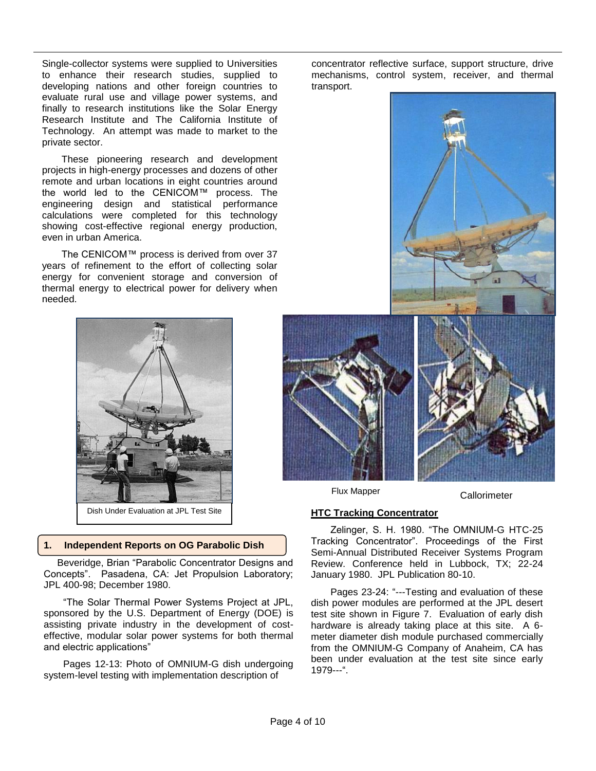Single-collector systems were supplied to Universities to enhance their research studies, supplied to developing nations and other foreign countries to evaluate rural use and village power systems, and finally to research institutions like the Solar Energy Research Institute and The California Institute of Technology. An attempt was made to market to the private sector.

These pioneering research and development projects in high-energy processes and dozens of other remote and urban locations in eight countries around the world led to the CENICOM™ process. The engineering design and statistical performance calculations were completed for this technology showing cost-effective regional energy production, even in urban America.

The CENICOM™ process is derived from over 37 years of refinement to the effort of collecting solar energy for convenient storage and conversion of thermal energy to electrical power for delivery when needed.

Dish Under Evaluation at JPL Test Site

## 1. Independent Reports on OG Parabolic Dish

Beveridge, Brian "Parabolic Concentrator Designs and Concepts". Pasadena, CA: Jet Propulsion Laboratory; JPL 400-98; December 1980.

"The Solar Thermal Power Systems Project at JPL, sponsored by the U.S. Department of Energy (DOE) is assisting private industry in the development of cost-effective, modular solar power systems for both thermal and electric applications"

Pages 12-13: Photo of OMNIUM-G dish undergoing system-level testing with implementation description of concentrator reflective surface, support structure, drive mechanisms, control system, receiver, and thermal transport.

Flux Mapper

Callorimeter

**HTC Tracking Concentrator**

Zelinger, S. H. 1980. "The OMNIUM-G HTC-25 Tracking Concentrator". Proceedings of the First Semi-Annual Distributed Receiver Systems Program Review. Conference held in Lubbock, TX; 22-24 January 1980. JPL Publication 80-10.

Pages 23-24: "---Testing and evaluation of these dish power modules are performed at the JPL desert test site shown in Figure 7. Evaluation of early dish hardware is already taking place at this site. A 6-meter diameter dish module purchased commercially from the OMNIUM-G Company of Anaheim, CA has been under evaluation at the test site since early 1979---".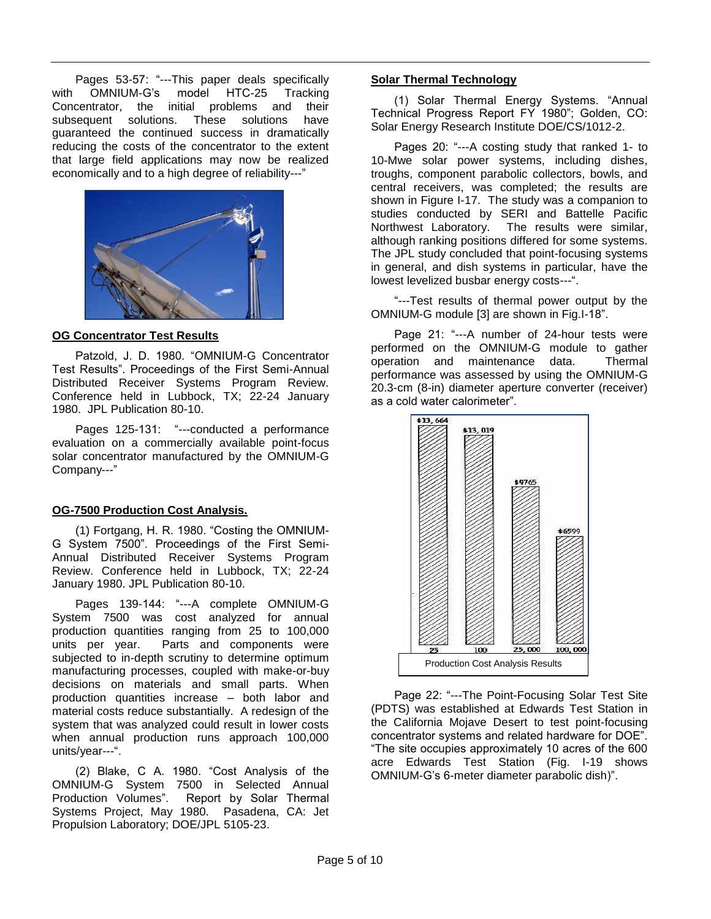Pages 53-57: "---This paper deals specifically with OMNIUM-G's model HTC-25 Tracking Concentrator, the initial problems and their subsequent solutions. These solutions have guaranteed the continued success in dramatically reducing the costs of the concentrator to the extent that large field applications may now be realized economically and to a high degree of reliability---"

**OG Concentrator Test Results**

Patzold, J. D. 1980. "OMNIUM-G Concentrator Test Results". Proceedings of the First Semi-Annual Distributed Receiver Systems Program Review. Conference held in Lubbock, TX; 22-24 January 1980. JPL Publication 80-10.

Pages 125-131: "---conducted a performance evaluation on a commercially available point-focus solar concentrator manufactured by the OMNIUM-G Company---"

**OG-7500 Production Cost Analysis.**

(1) Fortgang, H. R. 1980. "Costing the OMNIUM-G System 7500". Proceedings of the First Semi-Annual Distributed Receiver Systems Program Review. Conference held in Lubbock, TX; 22-24 January 1980. JPL Publication 80-10.

Pages 139-144: "---A complete OMNIUM-G System 7500 was cost analyzed for annual production quantities ranging from 25 to 100,000 units per year. Parts and components were subjected to in-depth scrutiny to determine optimum manufacturing processes, coupled with make-or-buy decisions on materials and small parts. When production quantities increase – both labor and material costs reduce substantially. A redesign of the system that was analyzed could result in lower costs when annual production runs approach 100,000 units/year---".

(2) Blake, C A. 1980. "Cost Analysis of the OMNIUM-G System 7500 in Selected Annual Production Volumes". Report by Solar Thermal Systems Project, May 1980. Pasadena, CA: Jet Propulsion Laboratory; DOE/JPL 5105-23.

**Solar Thermal Technology**

(1) Solar Thermal Energy Systems. "Annual Technical Progress Report FY 1980"; Golden, CO: Solar Energy Research Institute DOE/CS/1012-2.

Pages 20: "---A costing study that ranked 1- to 10-Mwe solar power systems, including dishes, troughs, component parabolic collectors, bowls, and central receivers, was completed; the results are shown in Figure I-17. The study was a companion to studies conducted by SERI and Battelle Pacific Northwest Laboratory. The results were similar, although ranking positions differed for some systems. The JPL study concluded that point-focusing systems in general, and dish systems in particular, have the lowest levelized busbar energy costs---".

"---Test results of thermal power output by the OMNIUM-G module [3] are shown in Fig.I-18".

Page 21: "---A number of 24-hour tests were performed on the OMNIUM-G module to gather operation and maintenance data. Thermal performance was assessed by using the OMNIUM-G 20.3-cm (8-in) diameter aperture converter (receiver) as a cold water calorimeter".

| Annual production | 25 | 100 | 25, 000 | 100, 000 |
|---|---|---|---|---|
| Cost | $13, 664 | $13, 019 | $9765 | $6599 |

Production Cost Analysis Results

Page 22: "---The Point-Focusing Solar Test Site (PDTS) was established at Edwards Test Station in the California Mojave Desert to test point-focusing concentrator systems and related hardware for DOE". "The site occupies approximately 10 acres of the 600 acre Edwards Test Station (Fig. I-19 shows OMNIUM-G's 6-meter diameter parabolic dish)".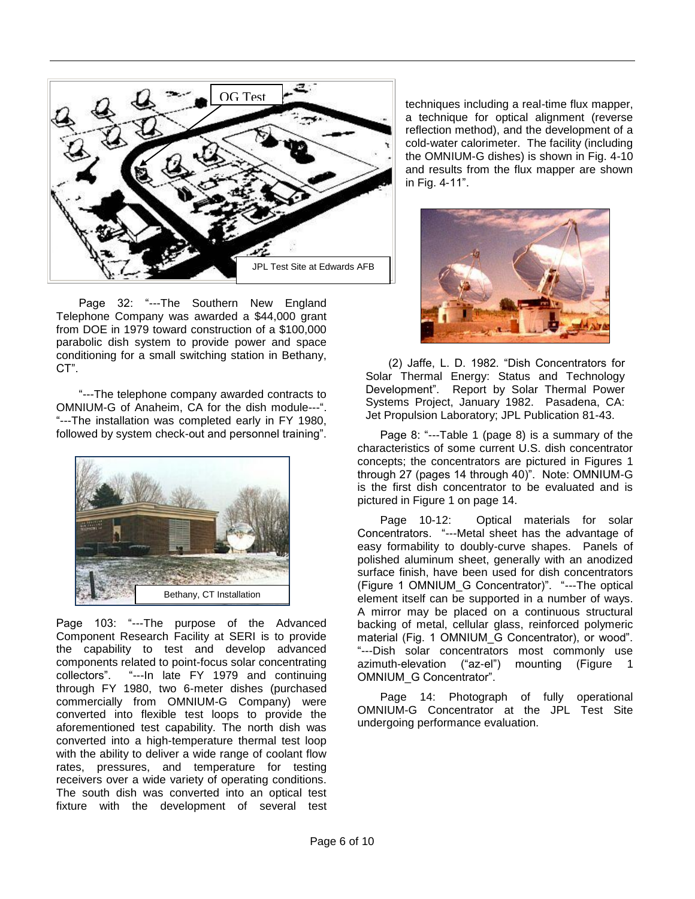OG Test

JPL Test Site at Edwards AFB

Page 32: "---The Southern New England Telephone Company was awarded a $44,000 grant from DOE in 1979 toward construction of a $100,000 parabolic dish system to provide power and space conditioning for a small switching station in Bethany, CT".

"---The telephone company awarded contracts to OMNIUM-G of Anaheim, CA for the dish module---". "---The installation was completed early in FY 1980, followed by system check-out and personnel training".

Bethany, CT Installation

Page 103: "---The purpose of the Advanced Component Research Facility at SERI is to provide the capability to test and develop advanced components related to point-focus solar concentrating collectors". "---In late FY 1979 and continuing through FY 1980, two 6-meter dishes (purchased commercially from OMNIUM-G Company) were converted into flexible test loops to provide the aforementioned test capability. The north dish was converted into a high-temperature thermal test loop with the ability to deliver a wide range of coolant flow rates, pressures, and temperature for testing receivers over a wide variety of operating conditions. The south dish was converted into an optical test fixture with the development of several test techniques including a real-time flux mapper, a technique for optical alignment (reverse reflection method), and the development of a cold-water calorimeter. The facility (including the OMNIUM-G dishes) is shown in Fig. 4-10 and results from the flux mapper are shown in Fig. 4-11".

(2) Jaffe, L. D. 1982. "Dish Concentrators for Solar Thermal Energy: Status and Technology Development". Report by Solar Thermal Power Systems Project, January 1982. Pasadena, CA: Jet Propulsion Laboratory; JPL Publication 81-43.

Page 8: "---Table 1 (page 8) is a summary of the characteristics of some current U.S. dish concentrator concepts; the concentrators are pictured in Figures 1 through 27 (pages 14 through 40)". Note: OMNIUM-G is the first dish concentrator to be evaluated and is pictured in Figure 1 on page 14.

Page 10-12: Optical materials for solar Concentrators. "---Metal sheet has the advantage of easy formability to doubly-curve shapes. Panels of polished aluminum sheet, generally with an anodized surface finish, have been used for dish concentrators (Figure 1 OMNIUM_G Concentrator)". "---The optical element itself can be supported in a number of ways. A mirror may be placed on a continuous structural backing of metal, cellular glass, reinforced polymeric material (Fig. 1 OMNIUM_G Concentrator), or wood". "---Dish solar concentrators most commonly use azimuth-elevation ("az-el") mounting (Figure 1 OMNIUM_G Concentrator".

Page 14: Photograph of fully operational OMNIUM-G Concentrator at the JPL Test Site undergoing performance evaluation.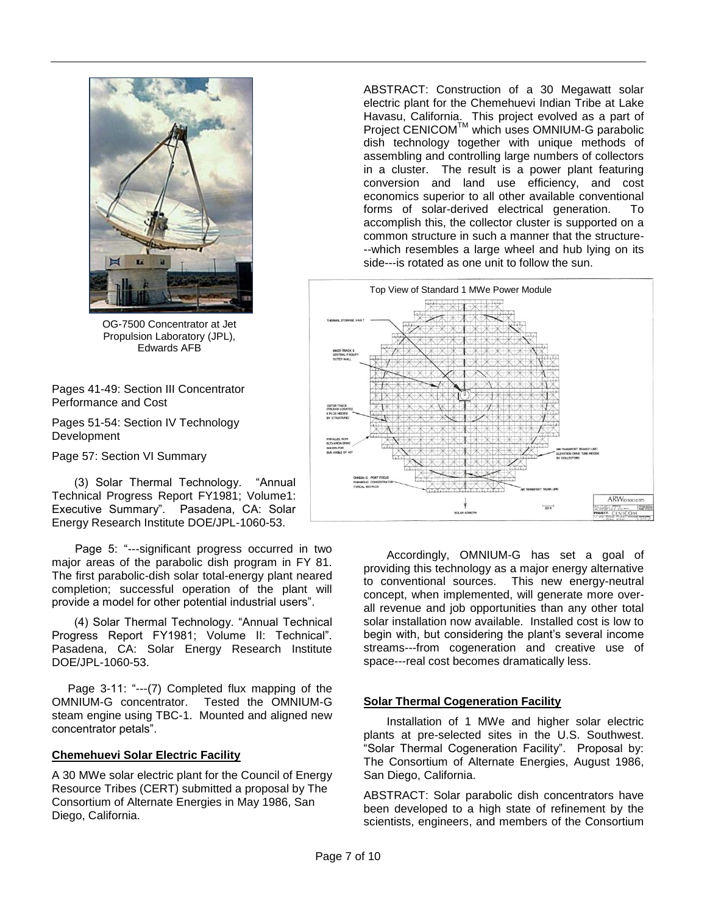OG-7500 Concentrator at Jet Propulsion Laboratory (JPL), Edwards AFB

Pages 41-49: Section III Concentrator Performance and Cost

Pages 51-54: Section IV Technology Development

Page 57: Section VI Summary

(3) Solar Thermal Technology. "Annual Technical Progress Report FY1981; Volume1: Executive Summary". Pasadena, CA: Solar Energy Research Institute DOE/JPL-1060-53.

Page 5: "---significant progress occurred in two major areas of the parabolic dish program in FY 81. The first parabolic-dish solar total-energy plant neared completion; successful operation of the plant will provide a model for other potential industrial users".

(4) Solar Thermal Technology. "Annual Technical Progress Report FY1981; Volume II: Technical". Pasadena, CA: Solar Energy Research Institute DOE/JPL-1060-53.

Page 3-11: "---(7) Completed flux mapping of the OMNIUM-G concentrator. Tested the OMNIUM-G steam engine using TBC-1. Mounted and aligned new concentrator petals".

**Chemehuevi Solar Electric Facility**

A 30 MWe solar electric plant for the Council of Energy Resource Tribes (CERT) submitted a proposal by The Consortium of Alternate Energies in May 1986, San Diego, California.

ABSTRACT: Construction of a 30 Megawatt solar electric plant for the Chemehuevi Indian Tribe at Lake Havasu, California. This project evolved as a part of Project CENICOM™ which uses OMNIUM-G parabolic dish technology together with unique methods of assembling and controlling large numbers of collectors in a cluster. The result is a power plant featuring conversion and land use efficiency, and cost economics superior to all other available conventional forms of solar-derived electrical generation. To accomplish this, the collector cluster is supported on a common structure in such a manner that the structure---which resembles a large wheel and hub lying on its side---is rotated as one unit to follow the sun.

Top View of Standard 1 MWe Power Module

Accordingly, OMNIUM-G has set a goal of providing this technology as a major energy alternative to conventional sources. This new energy-neutral concept, when implemented, will generate more overall revenue and job opportunities than any other total solar installation now available. Installed cost is low to begin with, but considering the plant's several income streams---from cogeneration and creative use of space---real cost becomes dramatically less.

**Solar Thermal Cogeneration Facility**

Installation of 1 MWe and higher solar electric plants at pre-selected sites in the U.S. Southwest. "Solar Thermal Cogeneration Facility". Proposal by: The Consortium of Alternate Energies, August 1986, San Diego, California.

ABSTRACT: Solar parabolic dish concentrators have been developed to a high state of refinement by the scientists, engineers, and members of the Consortium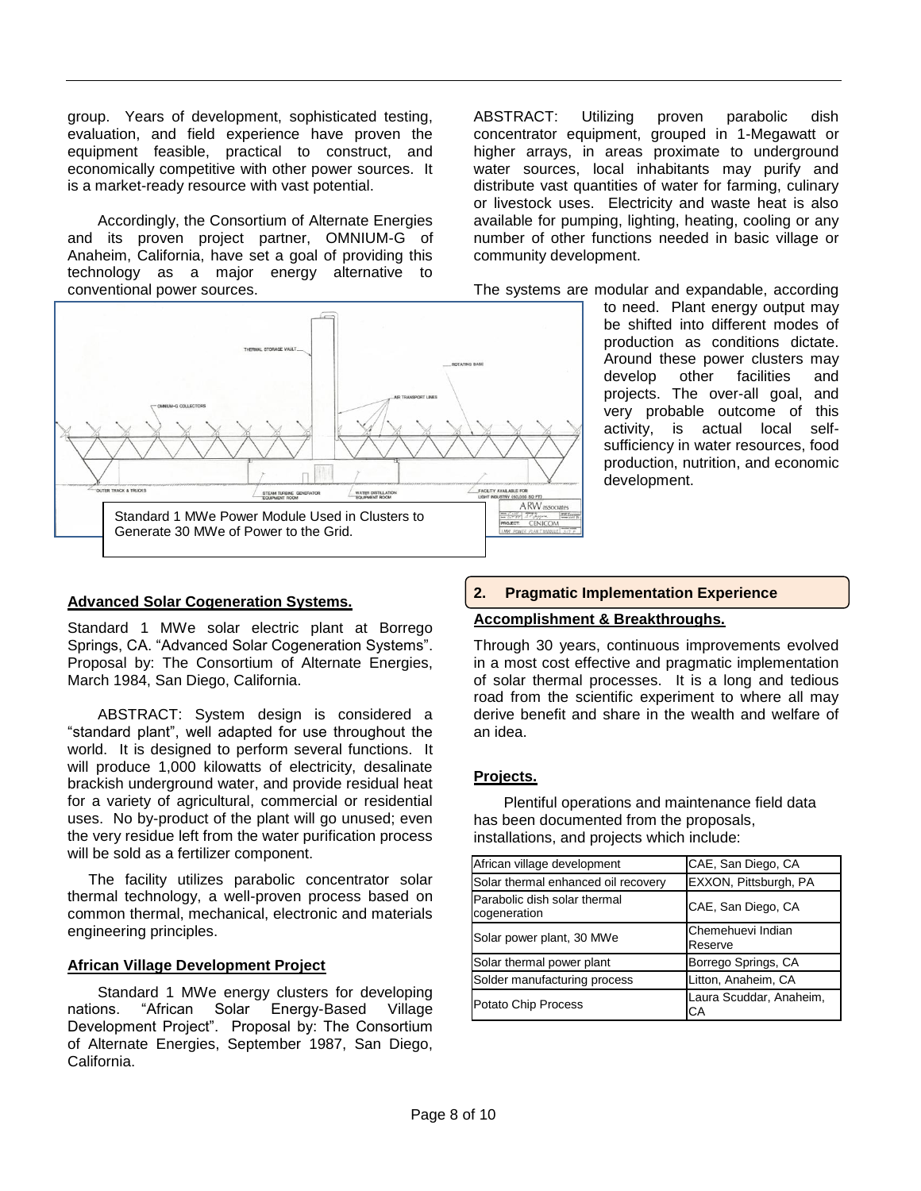group. Years of development, sophisticated testing, evaluation, and field experience have proven the equipment feasible, practical to construct, and economically competitive with other power sources. It is a market-ready resource with vast potential.

Accordingly, the Consortium of Alternate Energies and its proven project partner, OMNIUM-G of Anaheim, California, have set a goal of providing this technology as a major energy alternative to conventional power sources.

Standard 1 MWe Power Module Used in Clusters to Generate 30 MWe of Power to the Grid.

### Advanced Solar Cogeneration Systems.

Standard 1 MWe solar electric plant at Borrego Springs, CA. "Advanced Solar Cogeneration Systems". Proposal by: The Consortium of Alternate Energies, March 1984, San Diego, California.

ABSTRACT: System design is considered a "standard plant", well adapted for use throughout the world. It is designed to perform several functions. It will produce 1,000 kilowatts of electricity, desalinate brackish underground water, and provide residual heat for a variety of agricultural, commercial or residential uses. No by-product of the plant will go unused; even the very residue left from the water purification process will be sold as a fertilizer component.

The facility utilizes parabolic concentrator solar thermal technology, a well-proven process based on common thermal, mechanical, electronic and materials engineering principles.

### African Village Development Project

Standard 1 MWe energy clusters for developing nations. "African Solar Energy-Based Village Development Project". Proposal by: The Consortium of Alternate Energies, September 1987, San Diego, California.

ABSTRACT: Utilizing proven parabolic dish concentrator equipment, grouped in 1-Megawatt or higher arrays, in areas proximate to underground water sources, local inhabitants may purify and distribute vast quantities of water for farming, culinary or livestock uses. Electricity and waste heat is also available for pumping, lighting, heating, cooling or any number of other functions needed in basic village or community development.

The systems are modular and expandable, according to need. Plant energy output may be shifted into different modes of production as conditions dictate. Around these power clusters may develop other facilities and projects. The over-all goal, and very probable outcome of this activity, is actual local self-sufficiency in water resources, food production, nutrition, and economic development.

## 2. Pragmatic Implementation Experience

### Accomplishment & Breakthroughs.

Through 30 years, continuous improvements evolved in a most cost effective and pragmatic implementation of solar thermal processes. It is a long and tedious road from the scientific experiment to where all may derive benefit and share in the wealth and welfare of an idea.

### Projects.

Plentiful operations and maintenance field data has been documented from the proposals, installations, and projects which include:

| | |
|---|---|
| African village development | CAE, San Diego, CA |
| Solar thermal enhanced oil recovery | EXXON, Pittsburgh, PA |
| Parabolic dish solar thermal cogeneration | CAE, San Diego, CA |
| Solar power plant, 30 MWe | Chemehuevi Indian Reserve |
| Solar thermal power plant | Borrego Springs, CA |
| Solder manufacturing process | Litton, Anaheim, CA |
| Potato Chip Process | Laura Scuddar, Anaheim, CA |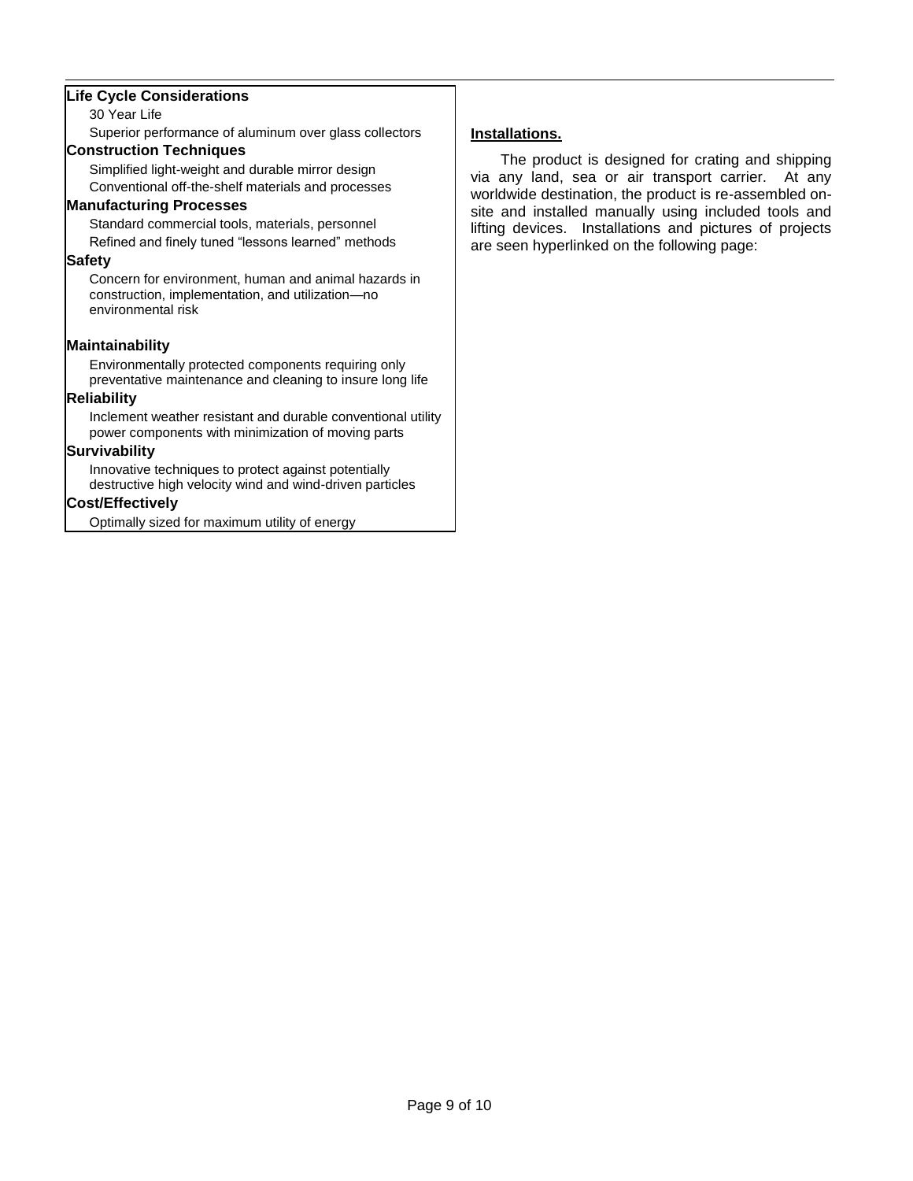**Life Cycle Considerations**

30 Year Life

Superior performance of aluminum over glass collectors

**Construction Techniques**

Simplified light-weight and durable mirror design

Conventional off-the-shelf materials and processes

**Manufacturing Processes**

Standard commercial tools, materials, personnel

Refined and finely tuned "lessons learned" methods

**Safety**

Concern for environment, human and animal hazards in construction, implementation, and utilization—no environmental risk

**Maintainability**

Environmentally protected components requiring only preventative maintenance and cleaning to insure long life

**Reliability**

Inclement weather resistant and durable conventional utility power components with minimization of moving parts

**Survivability**

Innovative techniques to protect against potentially destructive high velocity wind and wind-driven particles

**Cost/Effectively**

Optimally sized for maximum utility of energy

**Installations.**

The product is designed for crating and shipping via any land, sea or air transport carrier. At any worldwide destination, the product is re-assembled on-site and installed manually using included tools and lifting devices. Installations and pictures of projects are seen hyperlinked on the following page: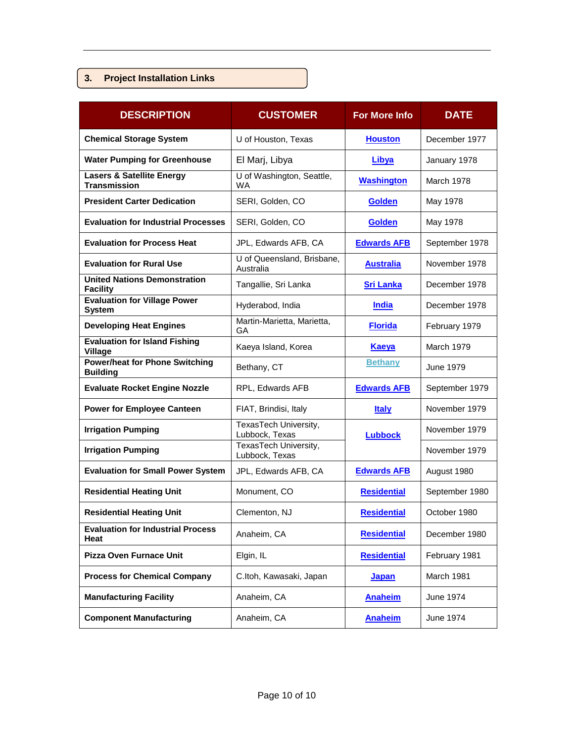## 3. Project Installation Links

| DESCRIPTION | CUSTOMER | For More Info | DATE |
|---|---|---|---|
| **Chemical Storage System** | U of Houston, Texas | Houston | December 1977 |
| **Water Pumping for Greenhouse** | El Marj, Libya | Libya | January 1978 |
| **Lasers & Satellite Energy Transmission** | U of Washington, Seattle, WA | Washington | March 1978 |
| **President Carter Dedication** | SERI, Golden, CO | Golden | May 1978 |
| **Evaluation for Industrial Processes** | SERI, Golden, CO | Golden | May 1978 |
| **Evaluation for Process Heat** | JPL, Edwards AFB, CA | Edwards AFB | September 1978 |
| **Evaluation for Rural Use** | U of Queensland, Brisbane, Australia | Australia | November 1978 |
| **United Nations Demonstration Facility** | Tangallie, Sri Lanka | Sri Lanka | December 1978 |
| **Evaluation for Village Power System** | Hyderabod, India | India | December 1978 |
| **Developing Heat Engines** | Martin-Marietta, Marietta, GA | Florida | February 1979 |
| **Evaluation for Island Fishing Village** | Kaeya Island, Korea | Kaeya | March 1979 |
| **Power/heat for Phone Switching Building** | Bethany, CT | Bethany | June 1979 |
| **Evaluate Rocket Engine Nozzle** | RPL, Edwards AFB | Edwards AFB | September 1979 |
| **Power for Employee Canteen** | FIAT, Brindisi, Italy | Italy | November 1979 |
| **Irrigation Pumping** | TexasTech University, Lubbock, Texas | Lubbock | November 1979 |
| **Irrigation Pumping** | TexasTech University, Lubbock, Texas | | November 1979 |
| **Evaluation for Small Power System** | JPL, Edwards AFB, CA | Edwards AFB | August 1980 |
| **Residential Heating Unit** | Monument, CO | Residential | September 1980 |
| **Residential Heating Unit** | Clementon, NJ | Residential | October 1980 |
| **Evaluation for Industrial Process Heat** | Anaheim, CA | Residential | December 1980 |
| **Pizza Oven Furnace Unit** | Elgin, IL | Residential | February 1981 |
| **Process for Chemical Company** | C.Itoh, Kawasaki, Japan | Japan | March 1981 |
| **Manufacturing Facility** | Anaheim, CA | Anaheim | June 1974 |
| **Component Manufacturing** | Anaheim, CA | Anaheim | June 1974 |